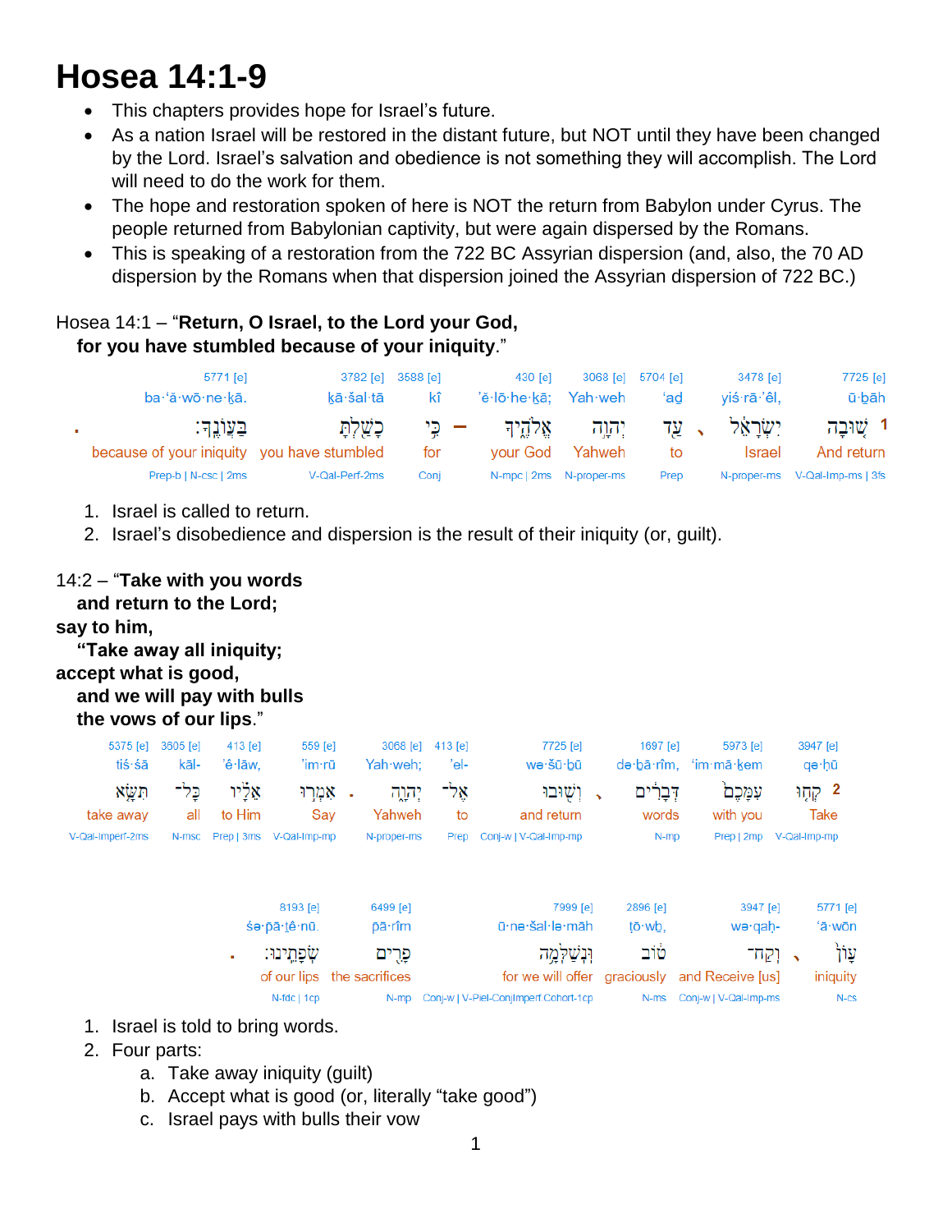# Hosea 14:1-9

- This chapters provides hope for Israel's future.
- As a nation Israel will be restored in the distant future, but NOT until they have been changed by the Lord. Israel's salvation and obedience is not something they will accomplish. The Lord will need to do the work for them.
- The hope and restoration spoken of here is NOT the return from Babylon under Cyrus. The people returned from Babylonian captivity, but were again dispersed by the Romans.
- This is speaking of a restoration from the 722 BC Assyrian dispersion (and, also, the 70 AD dispersion by the Romans when that dispersion joined the Assyrian dispersion of 722 BC.)

Hosea 14:1 – "**Return, O Israel, to the Lord your God,**
**for you have stumbled because of your iniquity**."

| 5771 [e] | 3782 [e] | 3588 [e] | 430 [e] | 3068 [e] | 5704 [e] | 3478 [e] | 7725 [e] |
|---|---|---|---|---|---|---|---|
| ba·‘ă·wō·ne·ḵā. | ḵā·šal·tā | kî | ’ĕ·lō·he·ḵā; | Yah·weh | ‘aḏ | yiś·rā·’êl, | ū·ḇāh |
| בַּעֲוֺנֶֽךָ׃ | כָשַׁ֖לְתָּ | כִּ֥י | אֱלֹהֶ֑יךָ | יְהוָ֣ה | עַ֖ד | יִשְׂרָאֵ֔ל | 1 שׁ֚וּבָה |
| because of your iniquity | you have stumbled | for | your God | Yahweh | to | Israel | And return |
| Prep-b \| N-csc \| 2ms | V-Qal-Perf-2ms | Conj | N-mpc \| 2ms | N-proper-ms | Prep | N-proper-ms | V-Qal-Imp-ms \| 3fs |

1. Israel is called to return.
2. Israel's disobedience and dispersion is the result of their iniquity (or, guilt).

14:2 – "**Take with you words**
**and return to the Lord;**
**say to him,**
**"Take away all iniquity;**
**accept what is good,**
**and we will pay with bulls**
**the vows of our lips**."

| 5375 [e] | 3605 [e] | 413 [e] | 559 [e] | 3068 [e] | 413 [e] | 7725 [e] | 1697 [e] | 5973 [e] | 3947 [e] |
|---|---|---|---|---|---|---|---|---|---|
| tiś·śā | kāl- | ’ê·lāw, | ’im·rū | Yah·weh; | ’el- | wə·šū·ḇū | də·ḇā·rîm, | ‘im·mā·ḵem | qə·ḥū |
| תִּשָּׂ֣א | כָּל־ | אֵלָ֗יו | אִמְר֣וּ | יְהוָ֑ה | אֶל־ | וְשׁ֖וּבוּ | דְּבָרִ֔ים | עִמָּכֶם֙ | 2 קְח֤וּ |
| take away | all | to Him | Say | Yahweh | to | and return | words | with you | Take |
| V-Qal-Imperf-2ms | N-msc | Prep \| 3ms | V-Qal-Imp-mp | N-proper-ms | Prep | Conj-w \| V-Qal-Imp-mp | N-mp | Prep \| 2mp | V-Qal-Imp-mp |

| 8193 [e] | 6499 [e] | 7999 [e] | 2896 [e] | 3947 [e] | 5771 [e] |
|---|---|---|---|---|---|
| śə·pā·ṯê·nū. | pā·rîm | ū·nə·šal·lə·māh | ṭō·wḇ, | wə·qaḥ- | ‘ā·wōn |
| שְׂפָתֵֽינוּ׃ | פָרִ֖ים | וּנְשַׁלְּמָ֥ה | ט֔וֹב | וְקַח־ | עָוֺ֙ן |
| of our lips | the sacrifices | for we will offer | graciously | and Receive [us] | iniquity |
| N-fdc \| 1cp | N-mp | Conj-w \| V-Piel-ConjImperf.Cohort-1cp | N-ms | Conj-w \| V-Qal-Imp-ms | N-cs |

1. Israel is told to bring words.
2. Four parts:
   a. Take away iniquity (guilt)
   b. Accept what is good (or, literally "take good")
   c. Israel pays with bulls their vow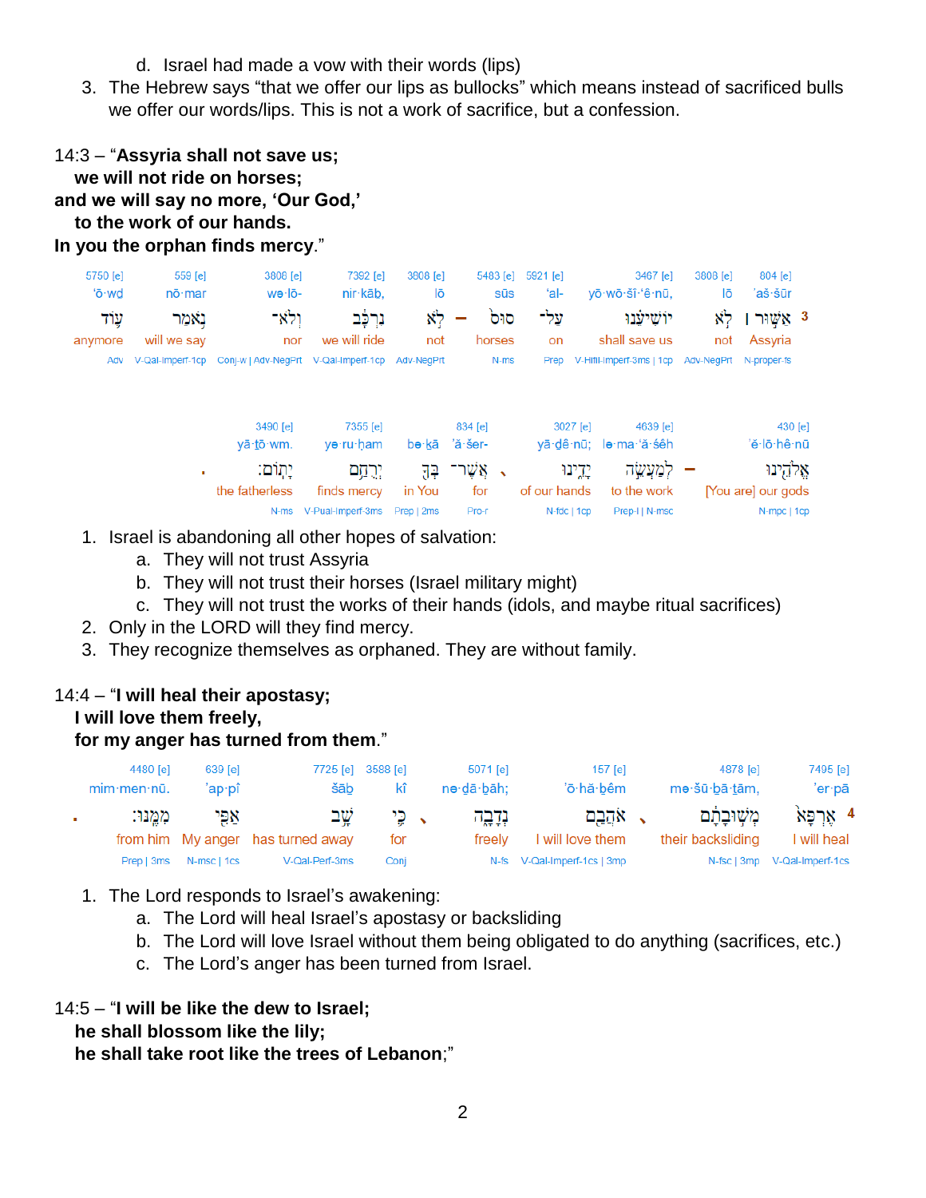d. Israel had made a vow with their words (lips)

3. The Hebrew says “that we offer our lips as bullocks” which means instead of sacrificed bulls we offer our words/lips. This is not a work of sacrifice, but a confession.

14:3 – “**Assyria shall not save us;**
  **we will not ride on horses;**
**and we will say no more, ‘Our God,’**
  **to the work of our hands.**
**In you the orphan finds mercy**.”

| 804 [e] | 3808 [e] | 3467 [e] | 5921 [e] | 5483 [e] | 3808 [e] | 7392 [e] | 3808 [e] | 559 [e] | 5750 [e] |
|---|---|---|---|---|---|---|---|---|---|
| ’aš·šūr | lō | yō·wō·šî·‘ê·nū, | ‘al- | sūs | lō | nir·kāḇ, | wə·lō- | nō·mar | ‘ō·wḏ |
| 3 אַשּׁ֣וּר ׀ | לֹ֣א | יוֹשִׁיעֵ֗נוּ | עַל־ | ס֣וּס | לֹ֣א – | נִרְכָּ֔ב | וְלֹא־ | נֹ֥אמַר | ע֛וֹד |
| Assyria | not | shall save us | on | horses | not | we will ride | nor | will we say | anymore |
| N-proper-fs | Adv-NegPrt | V-Hifil-Imperf-3ms \| 1cp | Prep | N-ms | Adv-NegPrt | V-Qal-Imperf-1cp | Conj-w \| Adv-NegPrt | V-Qal-Imperf-1cp | Adv |

| 430 [e] | 4639 [e] | 3027 [e] | 834 [e] | | 7355 [e] | 3490 [e] |
|---|---|---|---|---|---|---|
| ’ĕ·lō·hê·nū | lə·ma·‘ă·śêh | yā·ḏê·nū; | ’ă·šer- | bə·ḵā | ye·ru·ḥam | yā·ṯō·wm. |
| אֱלֹהֵ֖ינוּ – | לְמַעֲשֵׂ֣ה | יָדֵ֑ינוּ ، | אֲשֶׁר־ | בְּךָ֖ | יְרֻחַ֥ם | יָתֽוֹם׃ . |
| [You are] our gods | to the work | of our hands | for | in You | finds mercy | the fatherless |
| N-mpc \| 1cp | Prep-l \| N-msc | N-fdc \| 1cp | Pro-r | Prep \| 2ms | V-Pual-Imperf-3ms | N-ms |

1. Israel is abandoning all other hopes of salvation:
   a. They will not trust Assyria
   b. They will not trust their horses (Israel military might)
   c. They will not trust the works of their hands (idols, and maybe ritual sacrifices)
2. Only in the LORD will they find mercy.
3. They recognize themselves as orphaned. They are without family.

14:4 – “**I will heal their apostasy;**
  **I will love them freely,**
  **for my anger has turned from them.**”

| 7495 [e] | 4878 [e] | 157 [e] | 5071 [e] | 3588 [e] | 7725 [e] | 639 [e] | 4480 [e] |
|---|---|---|---|---|---|---|---|
| ’er·pā | mə·šū·ḇā·ṯām, | ’ō·hă·ḇêm | nə·ḏā·ḇāh; | kî | šāḇ | ’ap·pî | mim·men·nū. |
| 4 אֶרְפָּא֙ | מְשׁ֣וּבָתָ֔ם ، | אֹהֲבֵ֖ם | נְדָבָ֑ה ، | כִּ֛י | שָׁ֥ב | אַפִּ֖י | מִמֶּֽנּוּ׃ . |
| I will heal | their backsliding | I will love them | freely | for | has turned away | My anger | from him |
| V-Qal-Imperf-1cs | N-fsc \| 3mp | V-Qal-Imperf-1cs \| 3mp | N-fs | Conj | V-Qal-Perf-3ms | N-msc \| 1cs | Prep \| 3ms |

1. The Lord responds to Israel’s awakening:
   a. The Lord will heal Israel’s apostasy or backsliding
   b. The Lord will love Israel without them being obligated to do anything (sacrifices, etc.)
   c. The Lord’s anger has been turned from Israel.

14:5 – “**I will be like the dew to Israel;**
  **he shall blossom like the lily;**
  **he shall take root like the trees of Lebanon**;”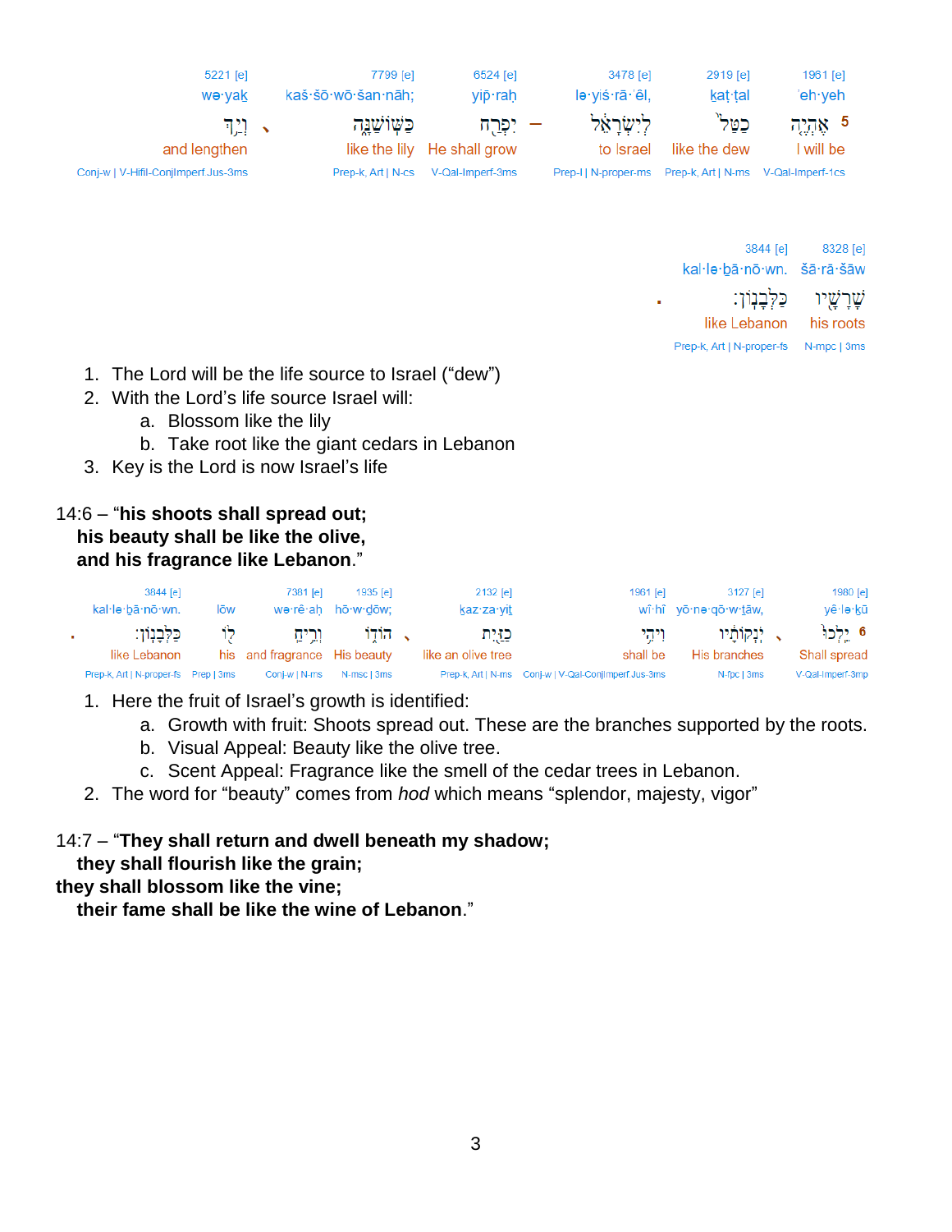| 5221 [e] | | 7799 [e] | 6524 [e] | | 3478 [e] | 2919 [e] | 1961 [e] | |
|---|---|---|---|---|---|---|---|---|
| wə·yak | | kaš·šō·wō·šan·nāh; | yip·raḥ | | lə·yiś·rā·'êl, | kaṭ·ṭal | 'eh·yeh | |
| וְיַ֥ךְ | ׀ | כַּשּׁוֹשַׁנָּ֑ה | יִפְרַ֖ח | — | לְיִשְׂרָאֵ֔ל | כַּטַּל֙ | אֶהְיֶ֤ה | 5 |
| and lengthen | | like the lily | He shall grow | | to Israel | like the dew | I will be | |
| Conj-w \| V-Hifil-ConjImperf.Jus-3ms | | Prep-k, Art \| N-cs | V-Qal-Imperf-3ms | | Prep-l \| N-proper-ms | Prep-k, Art \| N-ms | V-Qal-Imperf-1cs | |

| | 3844 [e] | 8328 [e] |
|---|---|---|
| | kal·lə·ḇā·nō·wn. | šā·rā·šāw |
| ׃ | כַּלְּבָנֽוֹן׃ | שָׁרָשָׁ֖יו |
| | like Lebanon | his roots |
| | Prep-k, Art \| N-proper-fs | N-mpc \| 3ms |

1. The Lord will be the life source to Israel ("dew")
2. With the Lord's life source Israel will:
   a. Blossom like the lily
   b. Take root like the giant cedars in Lebanon
3. Key is the Lord is now Israel's life

14:6 – "**his shoots shall spread out;**
**his beauty shall be like the olive,**
**and his fragrance like Lebanon**."

| | 3844 [e] | | 7381 [e] | 1935 [e] | | 2132 [e] | 1961 [e] | 3127 [e] | | 1980 [e] | |
|---|---|---|---|---|---|---|---|---|---|---|---|
| | kal·lə·ḇā·nō·wn. | lōw | wə·rê·aḥ | hō·w·ḏōw; | | ḵaz·za·yiṯ | wî·hî | yō·nə·qō·w·ṯāw, | | yê·lə·ḵū | |
| ׃ | כַּלְּבָנֽוֹן׃ | ל֖וֹ | וְרֵ֥יחַ | הוֹד֑וֹ | ׀ | כַזַּ֖יִת | וִיהִ֥י | יֹנְקוֹתָ֔יו | ׀ | יֵֽלְכוּ֙ | 6 |
| | like Lebanon | his | and fragrance | His beauty | | like an olive tree | shall be | His branches | | Shall spread | |
| | Prep-k, Art \| N-proper-fs | Prep \| 3ms | Conj-w \| N-ms | N-msc \| 3ms | | Prep-k, Art \| N-ms | Conj-w \| V-Qal-ConjImperf.Jus-3ms | N-fpc \| 3ms | | V-Qal-Imperf-3mp | |

1. Here the fruit of Israel's growth is identified:
   a. Growth with fruit: Shoots spread out. These are the branches supported by the roots.
   b. Visual Appeal: Beauty like the olive tree.
   c. Scent Appeal: Fragrance like the smell of the cedar trees in Lebanon.
2. The word for "beauty" comes from *hod* which means "splendor, majesty, vigor"

14:7 – "**They shall return and dwell beneath my shadow;**
**they shall flourish like the grain;**
**they shall blossom like the vine;**
**their fame shall be like the wine of Lebanon**."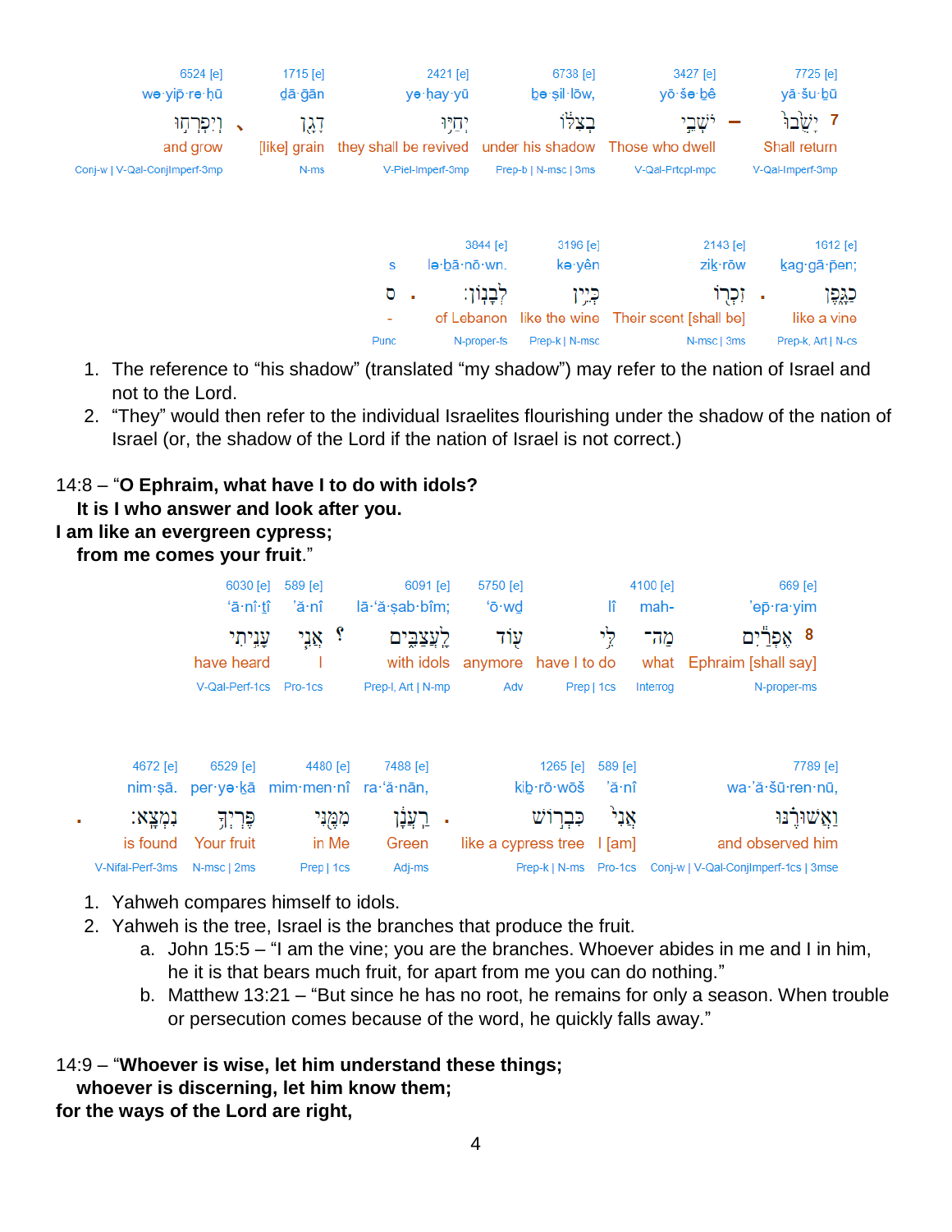| 7725 [e] | 3427 [e] | | 6738 [e] | 2421 [e] | 1715 [e] | | 6524 [e] |
|---|---|---|---|---|---|---|---|
| yā·šu·ḇū | yō·šə·ḇê | | bə·ṣil·lōw, | yə·ḥay·yū | dā·ḡān | | we·yip̄·re·ḥū |
| 7 יָשֻׁ֫בוּ | יֹשְׁבֵ֣י | – | בְצִלּ֔וֹ | יְחַיּ֥וּ | דָגָ֖ן | ، | וְיִפְרְח֣וּ |
| Shall return | Those who dwell | | under his shadow | they shall be revived | [like] grain | | and grow |
| V-Qal-Imperf-3mp | V-Qal-Prtcpl-mpc | | Prep-b \| N-msc \| 3ms | V-Piel-Imperf-3mp | N-ms | | Conj-w \| V-Qal-ConjImperf-3mp |

| 1612 [e] | | 2143 [e] | 3196 [e] | 3844 [e] | | s |
|---|---|---|---|---|---|---|
| kag·gā·p̄en; | | zik·rōw | kə·yên | lə·ḇā·nō·wn. | | |
| כַגֶּ֔פֶן | ، | זִכְר֖וֹ | כְּיֵ֥ין | לְבָנֽוֹן׃ | ، | ס |
| like a vine | | Their scent [shall be] | like the wine | of Lebanon | | - |
| Prep-k, Art \| N-cs | | N-msc \| 3ms | Prep-k \| N-msc | N-proper-fs | | Punc |

1. The reference to "his shadow" (translated "my shadow") may refer to the nation of Israel and not to the Lord.
2. "They" would then refer to the individual Israelites flourishing under the shadow of the nation of Israel (or, the shadow of the Lord if the nation of Israel is not correct.)

14:8 – "**O Ephraim, what have I to do with idols?**
**It is I who answer and look after you.**
**I am like an evergreen cypress;**
**from me comes your fruit**."

| 669 [e] | 4100 [e] | | 5750 [e] | 6091 [e] | | 589 [e] | 6030 [e] |
|---|---|---|---|---|---|---|---|
| 'ep̄·ra·yim | mah- | lî | 'ō·wḏ | lā·'ă·ṣab·bîm; | | 'ă·nî | 'ā·nî·ṯî |
| 8 אֶפְרַ֕יִם | מַה־ | לִּ֥י | ע֖וֹד | לָֽעֲצַבִּ֑ים | ؟ | אֲנִ֧י | עָנִ֣יתִי |
| Ephraim [shall say] | what | have I to do | anymore | with idols | | I | have heard |
| N-proper-ms | Interrog | Prep \| 1cs | Adv | Prep-l, Art \| N-mp | | Pro-1cs | V-Qal-Perf-1cs |

| 7789 [e] | 589 [e] | 1265 [e] | | 7488 [e] | 4480 [e] | 6529 [e] | 4672 [e] | |
|---|---|---|---|---|---|---|---|---|
| wa·'ă·šū·ren·nū, | 'ă·nî | kiḇ·rō·wōš | | ra·'ă·nān, | mim·men·nî | per·yə·ḵā | nim·ṣā. | |
| וַאֲשׁוּרֶ֔נּוּ | אֲנִי֙ | כִּבְר֣וֹשׁ | ، | רַעֲנָ֔ן | מִמֶּ֕נִּי | פֶּרְיְךָ֖ | נִמְצָֽא׃ | ، |
| and observed him | I [am] | like a cypress tree | | Green | in Me | Your fruit | is found | |
| Conj-w \| V-Qal-ConjImperf-1cs \| 3mse | Pro-1cs | Prep-k \| N-ms | | Adj-ms | Prep \| 1cs | N-msc \| 2ms | V-Nifal-Perf-3ms | |

1. Yahweh compares himself to idols.
2. Yahweh is the tree, Israel is the branches that produce the fruit.
   a. John 15:5 – "I am the vine; you are the branches. Whoever abides in me and I in him, he it is that bears much fruit, for apart from me you can do nothing."
   b. Matthew 13:21 – "But since he has no root, he remains for only a season. When trouble or persecution comes because of the word, he quickly falls away."

14:9 – "**Whoever is wise, let him understand these things;**
**whoever is discerning, let him know them;**
**for the ways of the Lord are right,**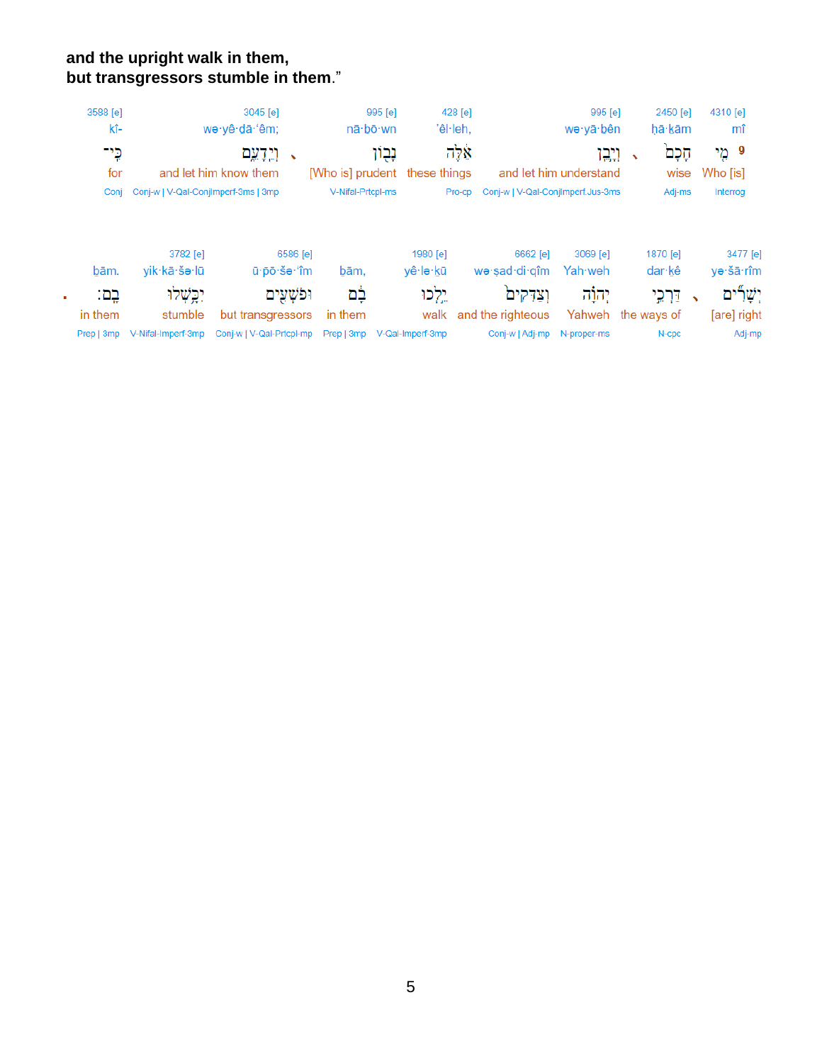**and the upright walk in them,**
**but transgressors stumble in them**."

| | | | | | | | |
|---|---|---|---|---|---|---|---|
| 3588 [e] | 3045 [e] | 995 [e] | 428 [e] | 995 [e] | 2450 [e] | 4310 [e] | |
| kî- | wə·yê·ḏā·'êm; | nā·ḇō·wn | 'êl·leh, | wə·yā·ḇên | ḥā·ḵām | mî | |
| כִּֽי־ | וְיֵדָעֵ֑ם ׀ | נָב֖וֹן | אֵ֔לֶּה | וְיָבֵ֣ן ׀ | חָכָם֙ | מִ֤י | 9 |
| for | and let him know them | [Who is] prudent | these things | and let him understand | wise | Who [is] | |
| Conj | Conj-w \| V-Qal-ConjImperf-3ms \| 3mp | V-Nifal-Prtcpl-ms | Pro-cp | Conj-w \| V-Qal-ConjImperf.Jus-3ms | Adj-ms | Interrog | |

| | | | | | | | | |
|---|---|---|---|---|---|---|---|---|
| | 3782 [e] | 6586 [e] | | 1980 [e] | 6662 [e] | 3069 [e] | 1870 [e] | 3477 [e] |
| bām. | yik·kā·šə·lū | ū·pō·šə·'îm | bām, | yê·lə·ḵū | wə·ṣad·di·qîm | Yah·weh | dar·ḵê | yə·šā·rîm |
| בָֽם׃ | יִכָּ֥שְׁלוּ | וּפֹשְׁעִ֖ים | בָ֔ם | יֵ֣לְכוּ | וְצַדִּקִים֙ | יְהוָ֗ה | דַּרְכֵ֣י ׀ | יְשָׁרִ֞ים |
| in them | stumble | but transgressors | in them | walk | and the righteous | Yahweh | the ways of | [are] right |
| Prep \| 3mp | V-Nifal-Imperf-3mp | Conj-w \| V-Qal-Prtcpl-mp | Prep \| 3mp | V-Qal-Imperf-3mp | Conj-w \| Adj-mp | N-proper-ms | N-cpc | Adj-mp |